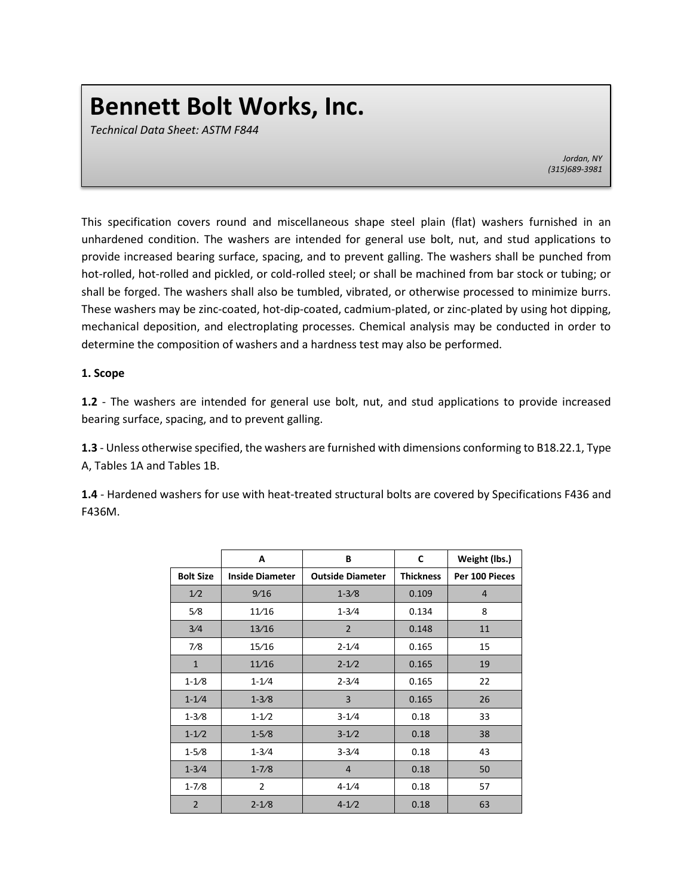# Bennett Bolt Works, Inc.

*Technical Data Sheet: ASTM F844*

*Jordan, NY*
*(315)689-3981*

This specification covers round and miscellaneous shape steel plain (flat) washers furnished in an unhardened condition. The washers are intended for general use bolt, nut, and stud applications to provide increased bearing surface, spacing, and to prevent galling. The washers shall be punched from hot-rolled, hot-rolled and pickled, or cold-rolled steel; or shall be machined from bar stock or tubing; or shall be forged. The washers shall also be tumbled, vibrated, or otherwise processed to minimize burrs. These washers may be zinc-coated, hot-dip-coated, cadmium-plated, or zinc-plated by using hot dipping, mechanical deposition, and electroplating processes. Chemical analysis may be conducted in order to determine the composition of washers and a hardness test may also be performed.

**1. Scope**

**1.2** - The washers are intended for general use bolt, nut, and stud applications to provide increased bearing surface, spacing, and to prevent galling.

**1.3** - Unless otherwise specified, the washers are furnished with dimensions conforming to B18.22.1, Type A, Tables 1A and Tables 1B.

**1.4** - Hardened washers for use with heat-treated structural bolts are covered by Specifications F436 and F436M.

| | A | B | C | Weight (lbs.) |
|---|---|---|---|---|
| **Bolt Size** | **Inside Diameter** | **Outside Diameter** | **Thickness** | **Per 100 Pieces** |
| 1⁄2 | 9⁄16 | 1-3⁄8 | 0.109 | 4 |
| 5⁄8 | 11⁄16 | 1-3⁄4 | 0.134 | 8 |
| 3⁄4 | 13⁄16 | 2 | 0.148 | 11 |
| 7⁄8 | 15⁄16 | 2-1⁄4 | 0.165 | 15 |
| 1 | 11⁄16 | 2-1⁄2 | 0.165 | 19 |
| 1-1⁄8 | 1-1⁄4 | 2-3⁄4 | 0.165 | 22 |
| 1-1⁄4 | 1-3⁄8 | 3 | 0.165 | 26 |
| 1-3⁄8 | 1-1⁄2 | 3-1⁄4 | 0.18 | 33 |
| 1-1⁄2 | 1-5⁄8 | 3-1⁄2 | 0.18 | 38 |
| 1-5⁄8 | 1-3⁄4 | 3-3⁄4 | 0.18 | 43 |
| 1-3⁄4 | 1-7⁄8 | 4 | 0.18 | 50 |
| 1-7⁄8 | 2 | 4-1⁄4 | 0.18 | 57 |
| 2 | 2-1⁄8 | 4-1⁄2 | 0.18 | 63 |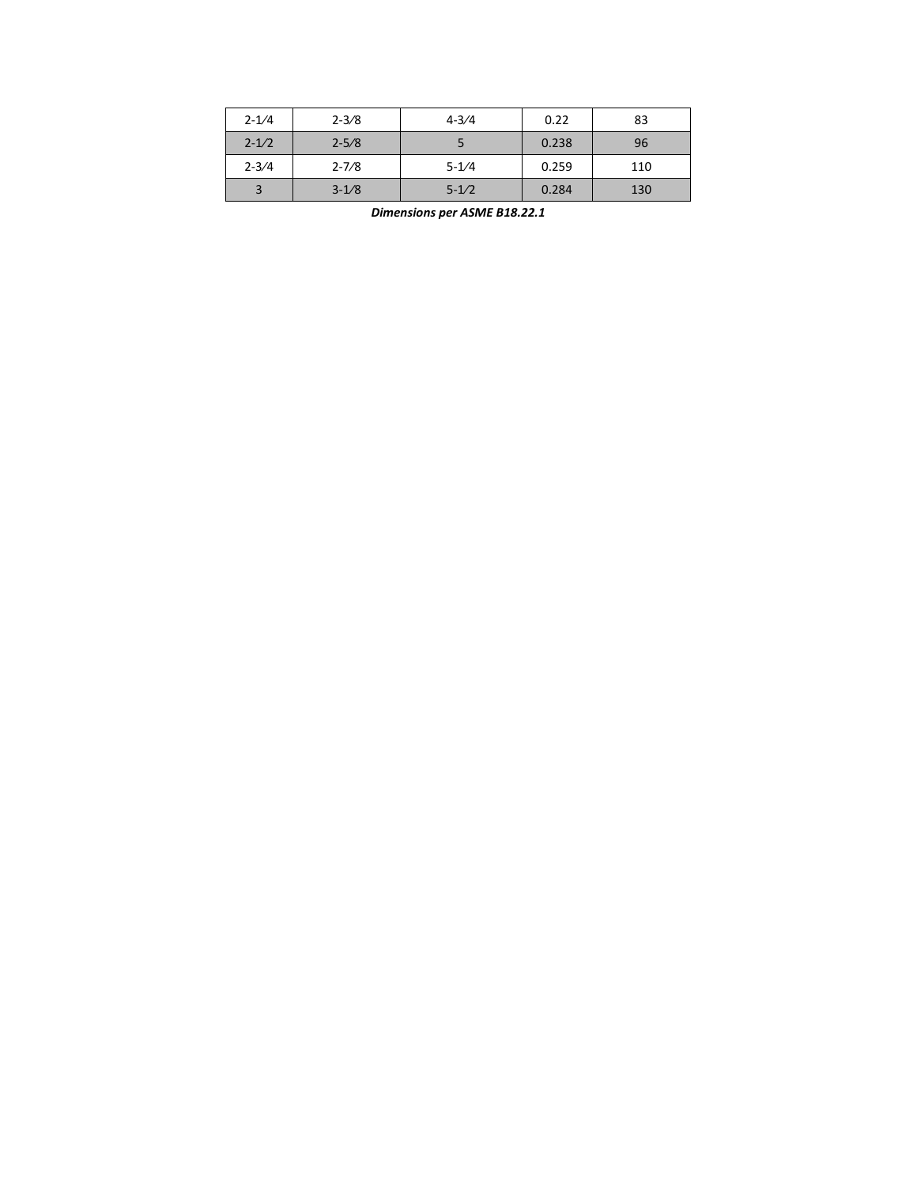| | | | | |
|---|---|---|---|---|
| 2-1⁄4 | 2-3⁄8 | 4-3⁄4 | 0.22 | 83 |
| 2-1⁄2 | 2-5⁄8 | 5 | 0.238 | 96 |
| 2-3⁄4 | 2-7⁄8 | 5-1⁄4 | 0.259 | 110 |
| 3 | 3-1⁄8 | 5-1⁄2 | 0.284 | 130 |

***Dimensions per ASME B18.22.1***